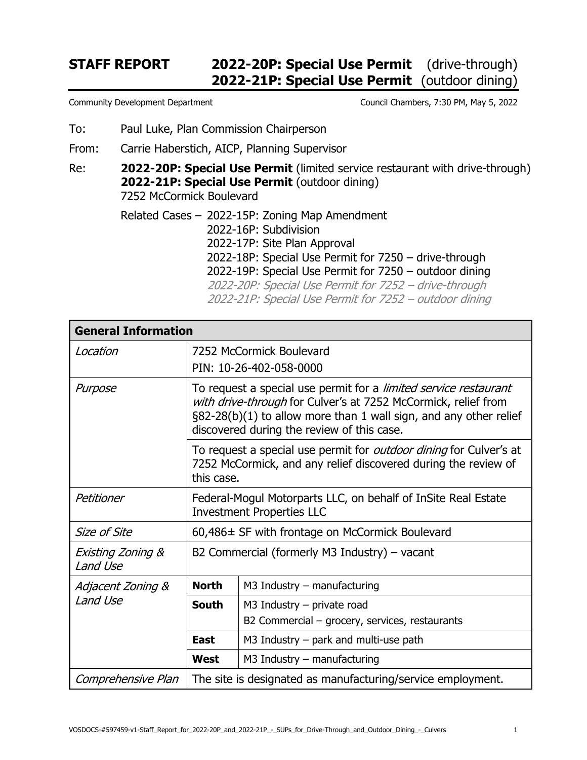# STAFF REPORT — 2022-20P: Special Use Permit (drive-through) / 2022-21P: Special Use Permit (outdoor dining)

Community Development Department — Council Chambers, 7:30 PM, May 5, 2022

To: Paul Luke, Plan Commission Chairperson

From: Carrie Haberstich, AICP, Planning Supervisor

Re: **2022-20P: Special Use Permit** (limited service restaurant with drive-through)
**2022-21P: Special Use Permit** (outdoor dining)
7252 McCormick Boulevard

Related Cases –
- 2022-15P: Zoning Map Amendment
- 2022-16P: Subdivision
- 2022-17P: Site Plan Approval
- 2022-18P: Special Use Permit for 7250 – drive-through
- 2022-19P: Special Use Permit for 7250 – outdoor dining
- *2022-20P: Special Use Permit for 7252 – drive-through*
- *2022-21P: Special Use Permit for 7252 – outdoor dining*

| General Information | | |
|---|---|---|
| *Location* | 7252 McCormick Boulevard<br>PIN: 10-26-402-058-0000 | |
| *Purpose* | To request a special use permit for a *limited service restaurant with drive-through* for Culver's at 7252 McCormick, relief from §82-28(b)(1) to allow more than 1 wall sign, and any other relief discovered during the review of this case. | |
| | To request a special use permit for *outdoor dining* for Culver's at 7252 McCormick, and any relief discovered during the review of this case. | |
| *Petitioner* | Federal-Mogul Motorparts LLC, on behalf of InSite Real Estate Investment Properties LLC | |
| *Size of Site* | 60,486± SF with frontage on McCormick Boulevard | |
| *Existing Zoning & Land Use* | B2 Commercial (formerly M3 Industry) – vacant | |
| *Adjacent Zoning & Land Use* | **North** | M3 Industry – manufacturing |
| | **South** | M3 Industry – private road<br>B2 Commercial – grocery, services, restaurants |
| | **East** | M3 Industry – park and multi-use path |
| | **West** | M3 Industry – manufacturing |
| *Comprehensive Plan* | The site is designated as manufacturing/service employment. | |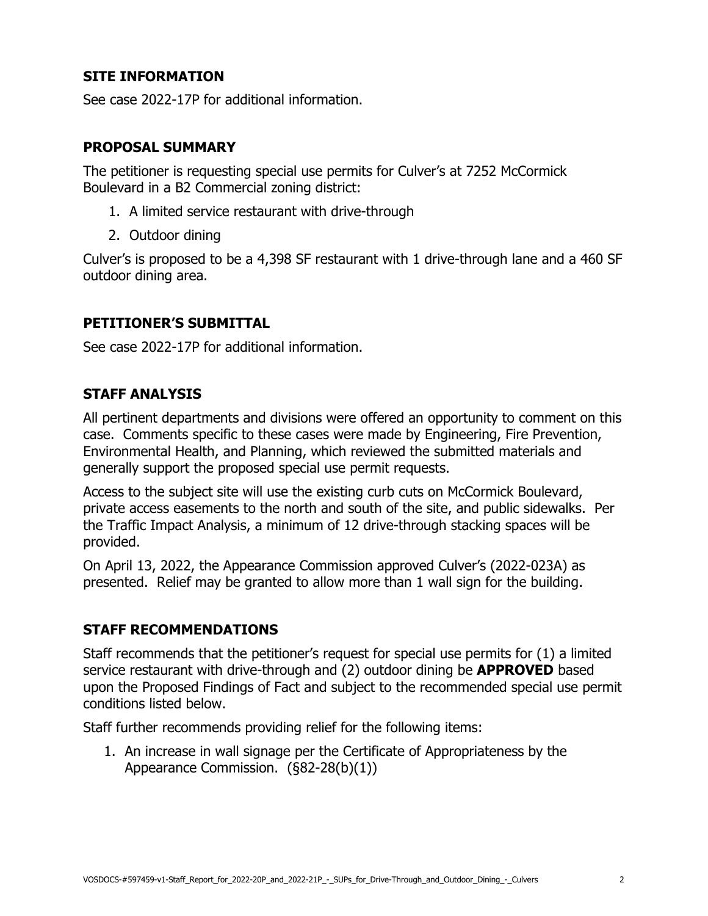## SITE INFORMATION

See case 2022-17P for additional information.

## PROPOSAL SUMMARY

The petitioner is requesting special use permits for Culver's at 7252 McCormick Boulevard in a B2 Commercial zoning district:

1. A limited service restaurant with drive-through
2. Outdoor dining

Culver's is proposed to be a 4,398 SF restaurant with 1 drive-through lane and a 460 SF outdoor dining area.

## PETITIONER'S SUBMITTAL

See case 2022-17P for additional information.

## STAFF ANALYSIS

All pertinent departments and divisions were offered an opportunity to comment on this case. Comments specific to these cases were made by Engineering, Fire Prevention, Environmental Health, and Planning, which reviewed the submitted materials and generally support the proposed special use permit requests.

Access to the subject site will use the existing curb cuts on McCormick Boulevard, private access easements to the north and south of the site, and public sidewalks. Per the Traffic Impact Analysis, a minimum of 12 drive-through stacking spaces will be provided.

On April 13, 2022, the Appearance Commission approved Culver's (2022-023A) as presented. Relief may be granted to allow more than 1 wall sign for the building.

## STAFF RECOMMENDATIONS

Staff recommends that the petitioner's request for special use permits for (1) a limited service restaurant with drive-through and (2) outdoor dining be **APPROVED** based upon the Proposed Findings of Fact and subject to the recommended special use permit conditions listed below.

Staff further recommends providing relief for the following items:

1. An increase in wall signage per the Certificate of Appropriateness by the Appearance Commission. (§82-28(b)(1))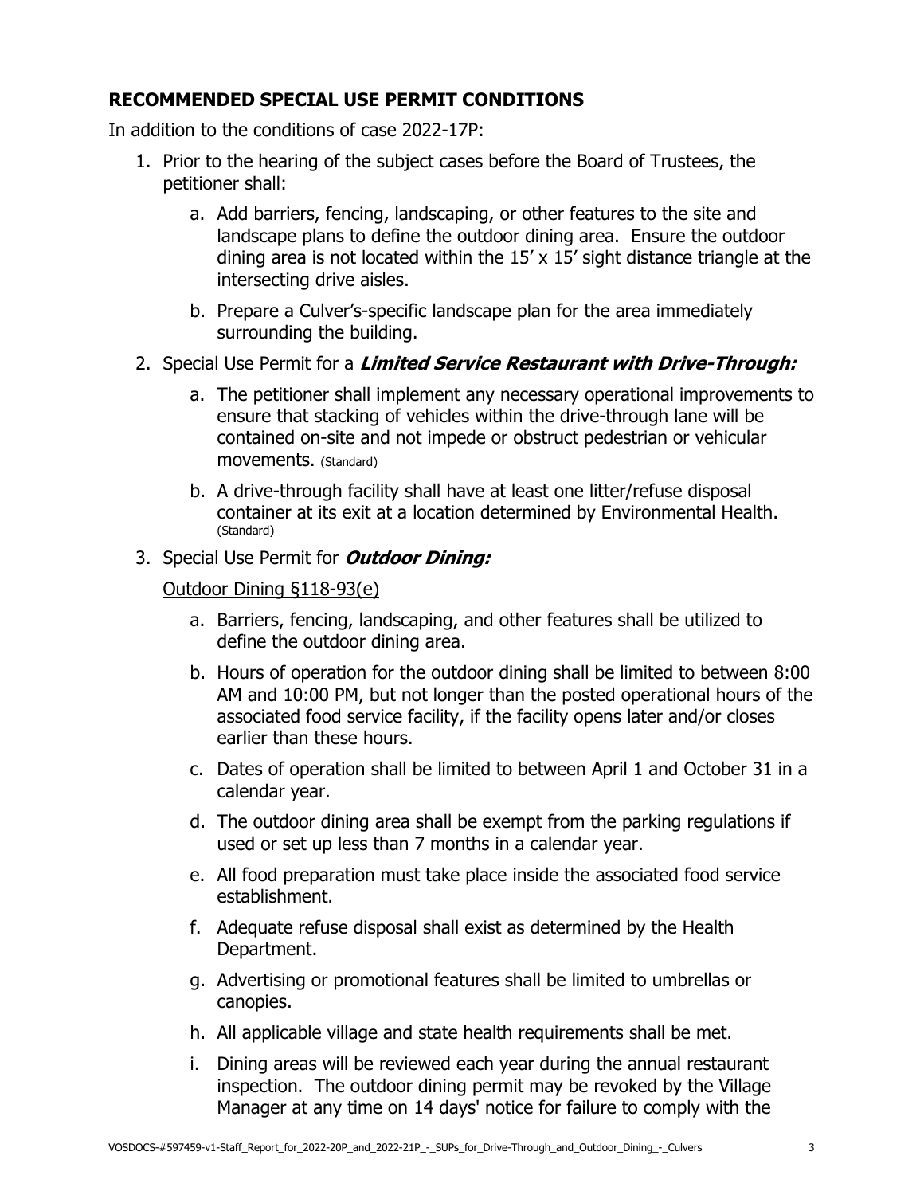## RECOMMENDED SPECIAL USE PERMIT CONDITIONS

In addition to the conditions of case 2022-17P:

1. Prior to the hearing of the subject cases before the Board of Trustees, the petitioner shall:
    a. Add barriers, fencing, landscaping, or other features to the site and landscape plans to define the outdoor dining area. Ensure the outdoor dining area is not located within the 15' x 15' sight distance triangle at the intersecting drive aisles.
    b. Prepare a Culver's-specific landscape plan for the area immediately surrounding the building.
2. Special Use Permit for a ***Limited Service Restaurant with Drive-Through:***
    a. The petitioner shall implement any necessary operational improvements to ensure that stacking of vehicles within the drive-through lane will be contained on-site and not impede or obstruct pedestrian or vehicular movements. (Standard)
    b. A drive-through facility shall have at least one litter/refuse disposal container at its exit at a location determined by Environmental Health. (Standard)
3. Special Use Permit for ***Outdoor Dining:***

    Outdoor Dining §118-93(e)

    a. Barriers, fencing, landscaping, and other features shall be utilized to define the outdoor dining area.
    b. Hours of operation for the outdoor dining shall be limited to between 8:00 AM and 10:00 PM, but not longer than the posted operational hours of the associated food service facility, if the facility opens later and/or closes earlier than these hours.
    c. Dates of operation shall be limited to between April 1 and October 31 in a calendar year.
    d. The outdoor dining area shall be exempt from the parking regulations if used or set up less than 7 months in a calendar year.
    e. All food preparation must take place inside the associated food service establishment.
    f. Adequate refuse disposal shall exist as determined by the Health Department.
    g. Advertising or promotional features shall be limited to umbrellas or canopies.
    h. All applicable village and state health requirements shall be met.
    i. Dining areas will be reviewed each year during the annual restaurant inspection. The outdoor dining permit may be revoked by the Village Manager at any time on 14 days' notice for failure to comply with the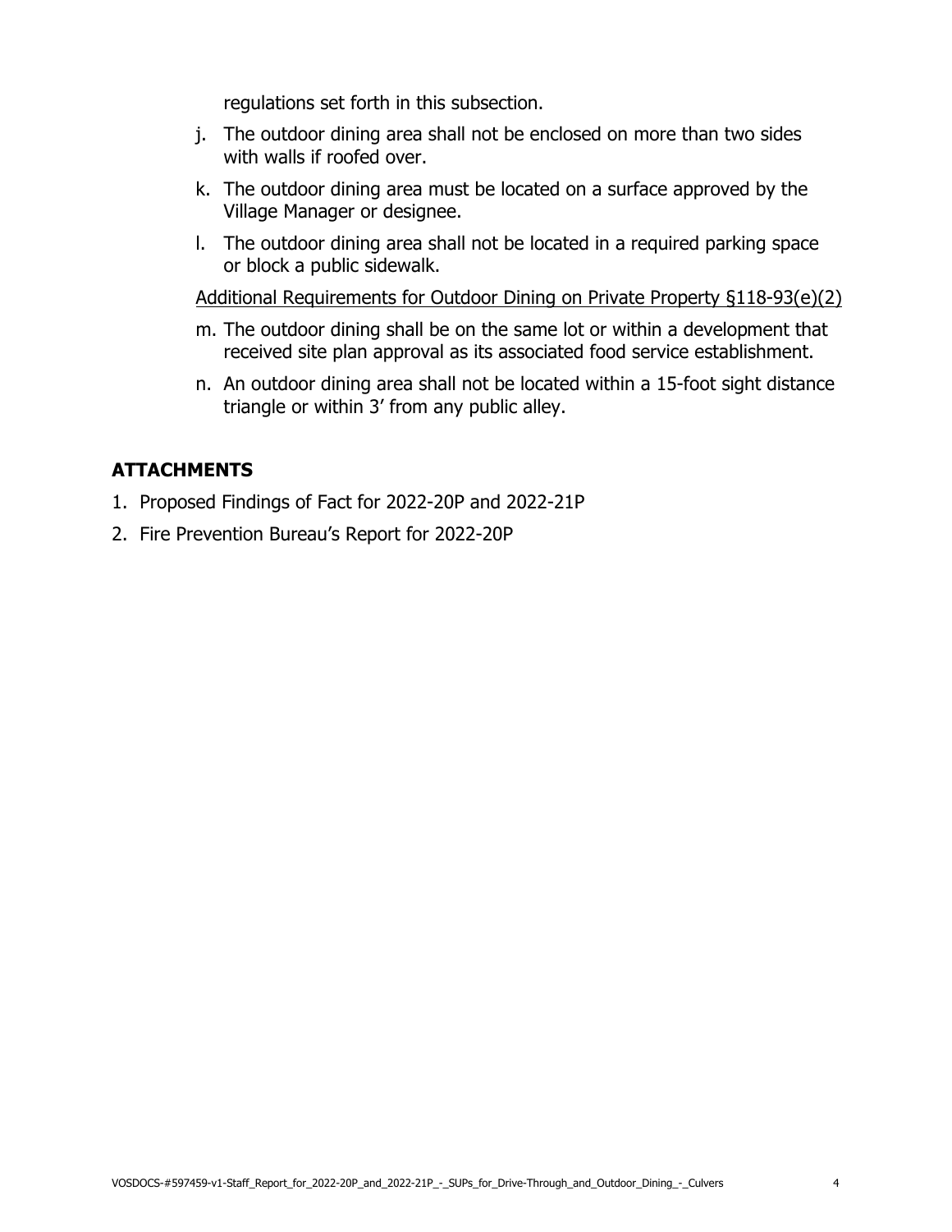regulations set forth in this subsection.

j. The outdoor dining area shall not be enclosed on more than two sides with walls if roofed over.

k. The outdoor dining area must be located on a surface approved by the Village Manager or designee.

l. The outdoor dining area shall not be located in a required parking space or block a public sidewalk.

<u>Additional Requirements for Outdoor Dining on Private Property §118-93(e)(2)</u>

m. The outdoor dining shall be on the same lot or within a development that received site plan approval as its associated food service establishment.

n. An outdoor dining area shall not be located within a 15-foot sight distance triangle or within 3' from any public alley.

## ATTACHMENTS

1. Proposed Findings of Fact for 2022-20P and 2022-21P
2. Fire Prevention Bureau's Report for 2022-20P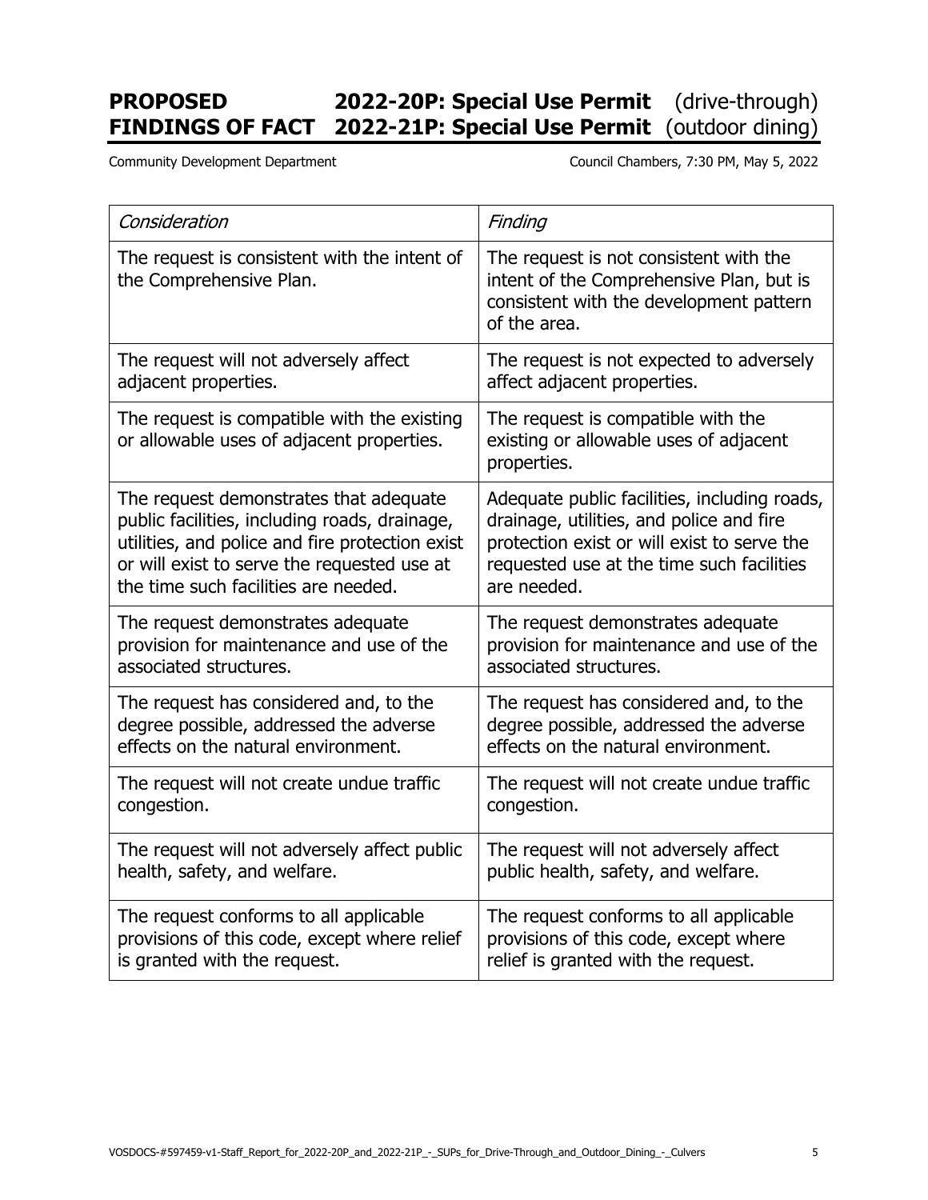# PROPOSED FINDINGS OF FACT

**2022-20P: Special Use Permit** (drive-through)
**2022-21P: Special Use Permit** (outdoor dining)

Community Development Department

Council Chambers, 7:30 PM, May 5, 2022

| *Consideration* | *Finding* |
|---|---|
| The request is consistent with the intent of the Comprehensive Plan. | The request is not consistent with the intent of the Comprehensive Plan, but is consistent with the development pattern of the area. |
| The request will not adversely affect adjacent properties. | The request is not expected to adversely affect adjacent properties. |
| The request is compatible with the existing or allowable uses of adjacent properties. | The request is compatible with the existing or allowable uses of adjacent properties. |
| The request demonstrates that adequate public facilities, including roads, drainage, utilities, and police and fire protection exist or will exist to serve the requested use at the time such facilities are needed. | Adequate public facilities, including roads, drainage, utilities, and police and fire protection exist or will exist to serve the requested use at the time such facilities are needed. |
| The request demonstrates adequate provision for maintenance and use of the associated structures. | The request demonstrates adequate provision for maintenance and use of the associated structures. |
| The request has considered and, to the degree possible, addressed the adverse effects on the natural environment. | The request has considered and, to the degree possible, addressed the adverse effects on the natural environment. |
| The request will not create undue traffic congestion. | The request will not create undue traffic congestion. |
| The request will not adversely affect public health, safety, and welfare. | The request will not adversely affect public health, safety, and welfare. |
| The request conforms to all applicable provisions of this code, except where relief is granted with the request. | The request conforms to all applicable provisions of this code, except where relief is granted with the request. |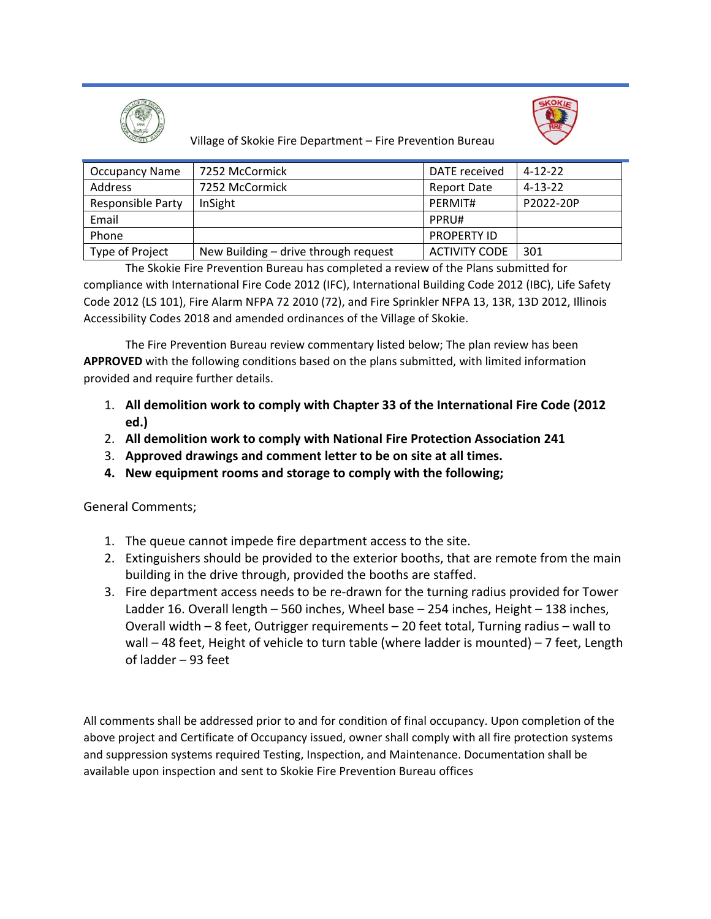Village of Skokie Fire Department – Fire Prevention Bureau

| Occupancy Name | 7252 McCormick | DATE received | 4-12-22 |
|---|---|---|---|
| Address | 7252 McCormick | Report Date | 4-13-22 |
| Responsible Party | InSight | PERMIT# | P2022-20P |
| Email | | PPRU# | |
| Phone | | PROPERTY ID | |
| Type of Project | New Building – drive through request | ACTIVITY CODE | 301 |

The Skokie Fire Prevention Bureau has completed a review of the Plans submitted for compliance with International Fire Code 2012 (IFC), International Building Code 2012 (IBC), Life Safety Code 2012 (LS 101), Fire Alarm NFPA 72 2010 (72), and Fire Sprinkler NFPA 13, 13R, 13D 2012, Illinois Accessibility Codes 2018 and amended ordinances of the Village of Skokie.

The Fire Prevention Bureau review commentary listed below; The plan review has been **APPROVED** with the following conditions based on the plans submitted, with limited information provided and require further details.

1. **All demolition work to comply with Chapter 33 of the International Fire Code (2012 ed.)**
2. **All demolition work to comply with National Fire Protection Association 241**
3. **Approved drawings and comment letter to be on site at all times.**
4. **New equipment rooms and storage to comply with the following;**

General Comments;

1. The queue cannot impede fire department access to the site.
2. Extinguishers should be provided to the exterior booths, that are remote from the main building in the drive through, provided the booths are staffed.
3. Fire department access needs to be re-drawn for the turning radius provided for Tower Ladder 16. Overall length – 560 inches, Wheel base – 254 inches, Height – 138 inches, Overall width – 8 feet, Outrigger requirements – 20 feet total, Turning radius – wall to wall – 48 feet, Height of vehicle to turn table (where ladder is mounted) – 7 feet, Length of ladder – 93 feet

All comments shall be addressed prior to and for condition of final occupancy. Upon completion of the above project and Certificate of Occupancy issued, owner shall comply with all fire protection systems and suppression systems required Testing, Inspection, and Maintenance. Documentation shall be available upon inspection and sent to Skokie Fire Prevention Bureau offices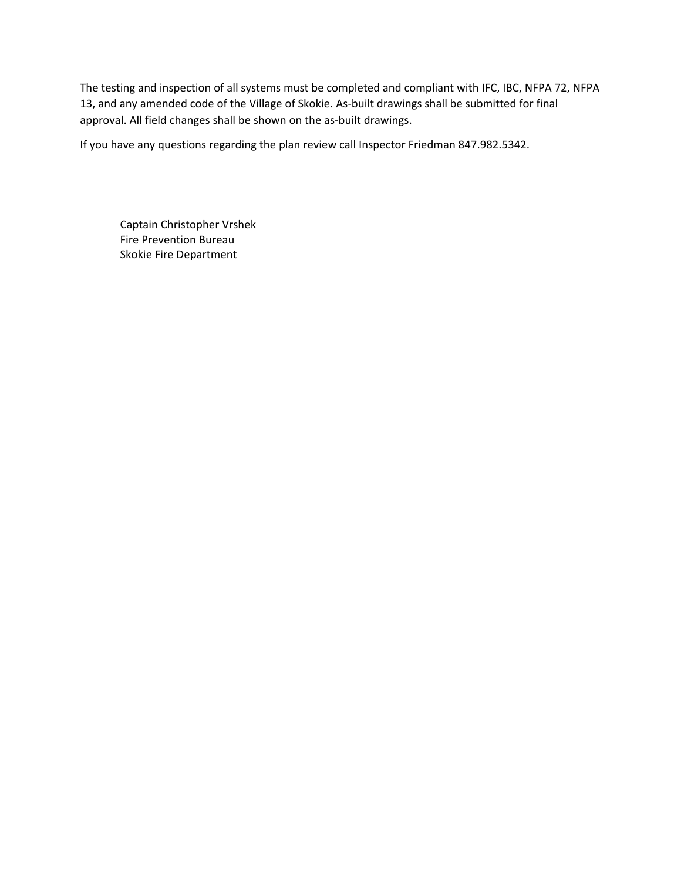The testing and inspection of all systems must be completed and compliant with IFC, IBC, NFPA 72, NFPA 13, and any amended code of the Village of Skokie. As-built drawings shall be submitted for final approval. All field changes shall be shown on the as-built drawings.

If you have any questions regarding the plan review call Inspector Friedman 847.982.5342.

Captain Christopher Vrshek
Fire Prevention Bureau
Skokie Fire Department